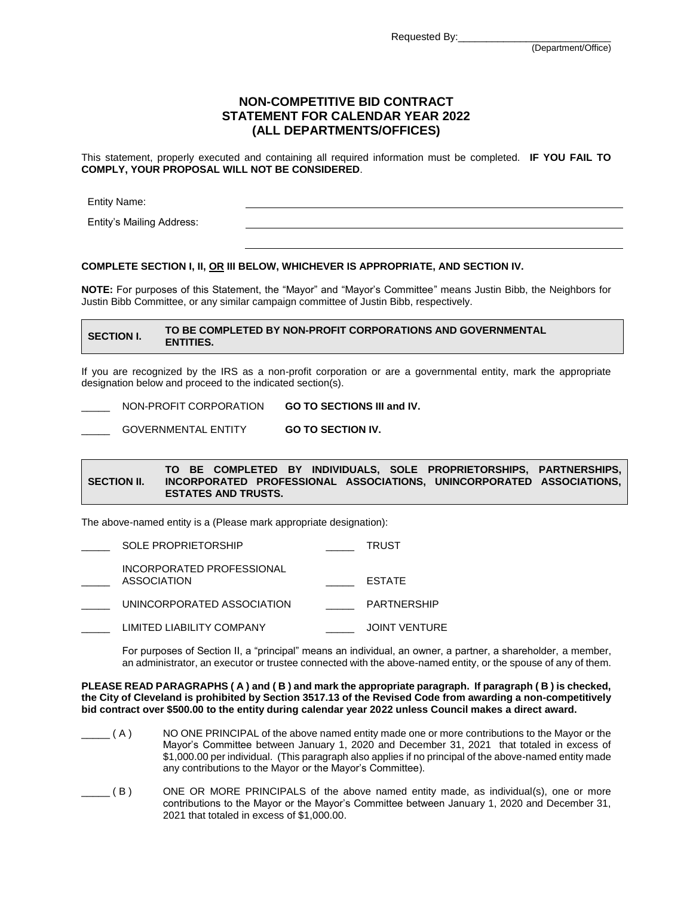Requested By:____________________________
(Department/Office)

# NON-COMPETITIVE BID CONTRACT STATEMENT FOR CALENDAR YEAR 2022 (ALL DEPARTMENTS/OFFICES)

This statement, properly executed and containing all required information must be completed. **IF YOU FAIL TO COMPLY, YOUR PROPOSAL WILL NOT BE CONSIDERED**.

Entity Name: ____________________________________________

Entity's Mailing Address: ____________________________________________

____________________________________________

**COMPLETE SECTION I, II, OR III BELOW, WHICHEVER IS APPROPRIATE, AND SECTION IV.**

**NOTE:** For purposes of this Statement, the "Mayor" and "Mayor's Committee" means Justin Bibb, the Neighbors for Justin Bibb Committee, or any similar campaign committee of Justin Bibb, respectively.

## SECTION I. TO BE COMPLETED BY NON-PROFIT CORPORATIONS AND GOVERNMENTAL ENTITIES.

If you are recognized by the IRS as a non-profit corporation or are a governmental entity, mark the appropriate designation below and proceed to the indicated section(s).

_____ NON-PROFIT CORPORATION **GO TO SECTIONS III and IV.**

_____ GOVERNMENTAL ENTITY **GO TO SECTION IV.**

## SECTION II. TO BE COMPLETED BY INDIVIDUALS, SOLE PROPRIETORSHIPS, PARTNERSHIPS, INCORPORATED PROFESSIONAL ASSOCIATIONS, UNINCORPORATED ASSOCIATIONS, ESTATES AND TRUSTS.

The above-named entity is a (Please mark appropriate designation):

_____ SOLE PROPRIETORSHIP _____ TRUST

_____ INCORPORATED PROFESSIONAL ASSOCIATION _____ ESTATE

_____ UNINCORPORATED ASSOCIATION _____ PARTNERSHIP

_____ LIMITED LIABILITY COMPANY _____ JOINT VENTURE

For purposes of Section II, a "principal" means an individual, an owner, a partner, a shareholder, a member, an administrator, an executor or trustee connected with the above-named entity, or the spouse of any of them.

**PLEASE READ PARAGRAPHS ( A ) and ( B ) and mark the appropriate paragraph. If paragraph ( B ) is checked, the City of Cleveland is prohibited by Section 3517.13 of the Revised Code from awarding a non-competitively bid contract over $500.00 to the entity during calendar year 2022 unless Council makes a direct award.**

_____ ( A ) NO ONE PRINCIPAL of the above named entity made one or more contributions to the Mayor or the Mayor's Committee between January 1, 2020 and December 31, 2021 that totaled in excess of $1,000.00 per individual. (This paragraph also applies if no principal of the above-named entity made any contributions to the Mayor or the Mayor's Committee).

_____ ( B ) ONE OR MORE PRINCIPALS of the above named entity made, as individual(s), one or more contributions to the Mayor or the Mayor's Committee between January 1, 2020 and December 31, 2021 that totaled in excess of $1,000.00.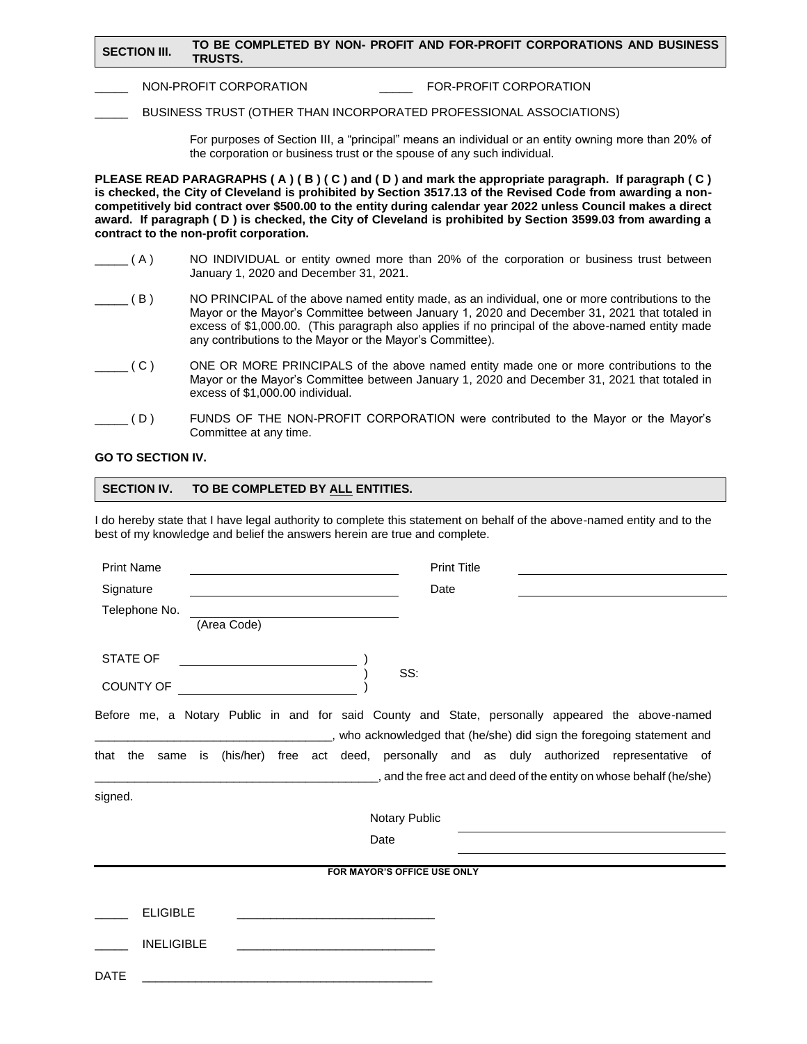## SECTION III. TO BE COMPLETED BY NON- PROFIT AND FOR-PROFIT CORPORATIONS AND BUSINESS TRUSTS.

_____ NON-PROFIT CORPORATION _____ FOR-PROFIT CORPORATION

_____ BUSINESS TRUST (OTHER THAN INCORPORATED PROFESSIONAL ASSOCIATIONS)

For purposes of Section III, a "principal" means an individual or an entity owning more than 20% of the corporation or business trust or the spouse of any such individual.

**PLEASE READ PARAGRAPHS ( A ) ( B ) ( C ) and ( D ) and mark the appropriate paragraph. If paragraph ( C ) is checked, the City of Cleveland is prohibited by Section 3517.13 of the Revised Code from awarding a non-competitively bid contract over $500.00 to the entity during calendar year 2022 unless Council makes a direct award. If paragraph ( D ) is checked, the City of Cleveland is prohibited by Section 3599.03 from awarding a contract to the non-profit corporation.**

_____ ( A ) NO INDIVIDUAL or entity owned more than 20% of the corporation or business trust between January 1, 2020 and December 31, 2021.

_____ ( B ) NO PRINCIPAL of the above named entity made, as an individual, one or more contributions to the Mayor or the Mayor's Committee between January 1, 2020 and December 31, 2021 that totaled in excess of $1,000.00. (This paragraph also applies if no principal of the above-named entity made any contributions to the Mayor or the Mayor's Committee).

_____ ( C ) ONE OR MORE PRINCIPALS of the above named entity made one or more contributions to the Mayor or the Mayor's Committee between January 1, 2020 and December 31, 2021 that totaled in excess of $1,000.00 individual.

_____ ( D ) FUNDS OF THE NON-PROFIT CORPORATION were contributed to the Mayor or the Mayor's Committee at any time.

**GO TO SECTION IV.**

## SECTION IV. TO BE COMPLETED BY ALL ENTITIES.

I do hereby state that I have legal authority to complete this statement on behalf of the above-named entity and to the best of my knowledge and belief the answers herein are true and complete.

Print Name ______________________ Print Title ______________________

Signature ______________________ Date ______________________

Telephone No. ______________________
(Area Code)

STATE OF ______________________ )
 ) SS:
COUNTY OF ______________________ )

Before me, a Notary Public in and for said County and State, personally appeared the above-named ___________________________________, who acknowledged that (he/she) did sign the foregoing statement and that the same is (his/her) free act deed, personally and as duly authorized representative of ____________________________________________, and the free act and deed of the entity on whose behalf (he/she) signed.

Notary Public ______________________

Date ______________________

**FOR MAYOR'S OFFICE USE ONLY**

_____ ELIGIBLE _____________________________

_____ INELIGIBLE _____________________________

DATE ____________________________________________